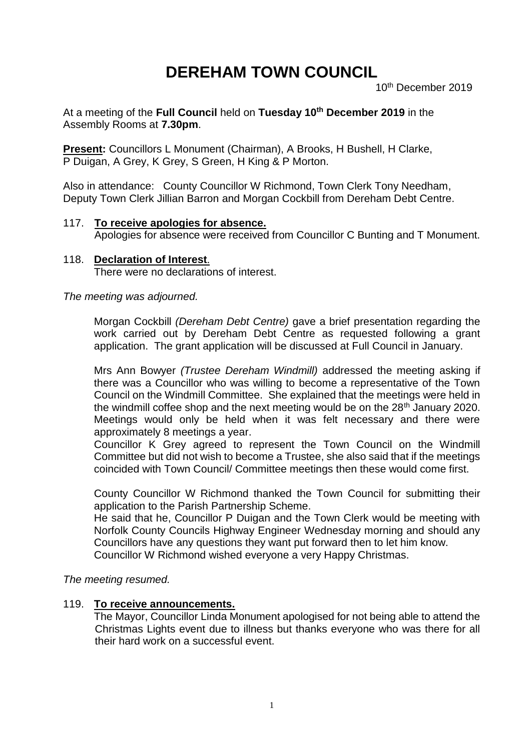# DEREHAM TOWN COUNCIL

10th December 2019

At a meeting of the **Full Council** held on **Tuesday 10th December 2019** in the Assembly Rooms at **7.30pm**.

**Present:** Councillors L Monument (Chairman), A Brooks, H Bushell, H Clarke, P Duigan, A Grey, K Grey, S Green, H King & P Morton.

Also in attendance: County Councillor W Richmond, Town Clerk Tony Needham, Deputy Town Clerk Jillian Barron and Morgan Cockbill from Dereham Debt Centre.

117. **To receive apologies for absence.**
Apologies for absence were received from Councillor C Bunting and T Monument.

118. **Declaration of Interest**.
There were no declarations of interest.

*The meeting was adjourned.*

Morgan Cockbill *(Dereham Debt Centre)* gave a brief presentation regarding the work carried out by Dereham Debt Centre as requested following a grant application. The grant application will be discussed at Full Council in January.

Mrs Ann Bowyer *(Trustee Dereham Windmill)* addressed the meeting asking if there was a Councillor who was willing to become a representative of the Town Council on the Windmill Committee. She explained that the meetings were held in the windmill coffee shop and the next meeting would be on the 28th January 2020. Meetings would only be held when it was felt necessary and there were approximately 8 meetings a year.
Councillor K Grey agreed to represent the Town Council on the Windmill Committee but did not wish to become a Trustee, she also said that if the meetings coincided with Town Council/ Committee meetings then these would come first.

County Councillor W Richmond thanked the Town Council for submitting their application to the Parish Partnership Scheme.
He said that he, Councillor P Duigan and the Town Clerk would be meeting with Norfolk County Councils Highway Engineer Wednesday morning and should any Councillors have any questions they want put forward then to let him know.
Councillor W Richmond wished everyone a very Happy Christmas.

*The meeting resumed.*

119. **To receive announcements.**
The Mayor, Councillor Linda Monument apologised for not being able to attend the Christmas Lights event due to illness but thanks everyone who was there for all their hard work on a successful event.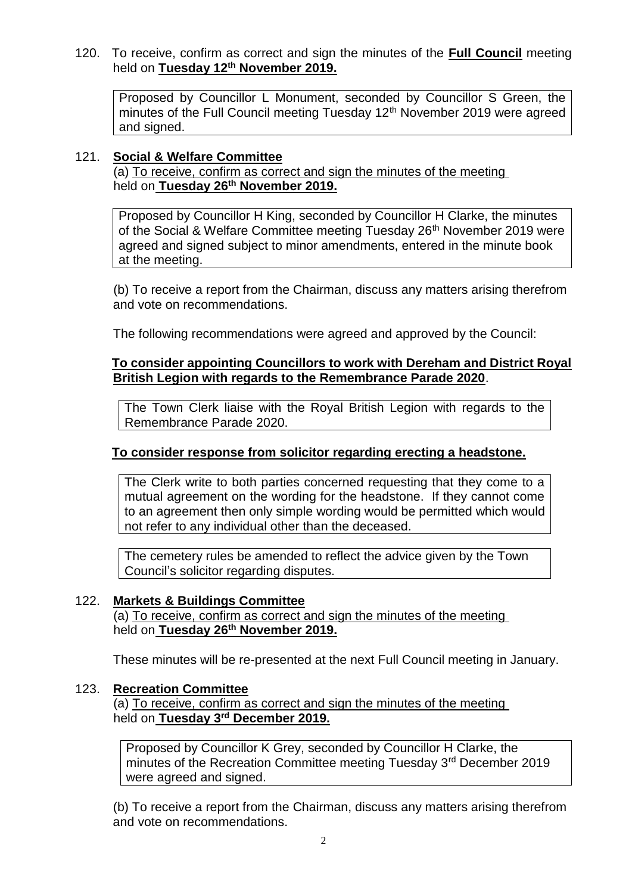120. To receive, confirm as correct and sign the minutes of the **Full Council** meeting held on **Tuesday 12th November 2019.**

> Proposed by Councillor L Monument, seconded by Councillor S Green, the minutes of the Full Council meeting Tuesday 12th November 2019 were agreed and signed.

121. **Social & Welfare Committee**

(a) To receive, confirm as correct and sign the minutes of the meeting held on **Tuesday 26th November 2019.**

> Proposed by Councillor H King, seconded by Councillor H Clarke, the minutes of the Social & Welfare Committee meeting Tuesday 26th November 2019 were agreed and signed subject to minor amendments, entered in the minute book at the meeting.

(b) To receive a report from the Chairman, discuss any matters arising therefrom and vote on recommendations.

The following recommendations were agreed and approved by the Council:

**To consider appointing Councillors to work with Dereham and District Royal British Legion with regards to the Remembrance Parade 2020**.

> The Town Clerk liaise with the Royal British Legion with regards to the Remembrance Parade 2020.

**To consider response from solicitor regarding erecting a headstone.**

> The Clerk write to both parties concerned requesting that they come to a mutual agreement on the wording for the headstone. If they cannot come to an agreement then only simple wording would be permitted which would not refer to any individual other than the deceased.

> The cemetery rules be amended to reflect the advice given by the Town Council's solicitor regarding disputes.

122. **Markets & Buildings Committee**

(a) To receive, confirm as correct and sign the minutes of the meeting held on **Tuesday 26th November 2019.**

These minutes will be re-presented at the next Full Council meeting in January.

123. **Recreation Committee**

(a) To receive, confirm as correct and sign the minutes of the meeting held on **Tuesday 3rd December 2019.**

> Proposed by Councillor K Grey, seconded by Councillor H Clarke, the minutes of the Recreation Committee meeting Tuesday 3rd December 2019 were agreed and signed.

(b) To receive a report from the Chairman, discuss any matters arising therefrom and vote on recommendations.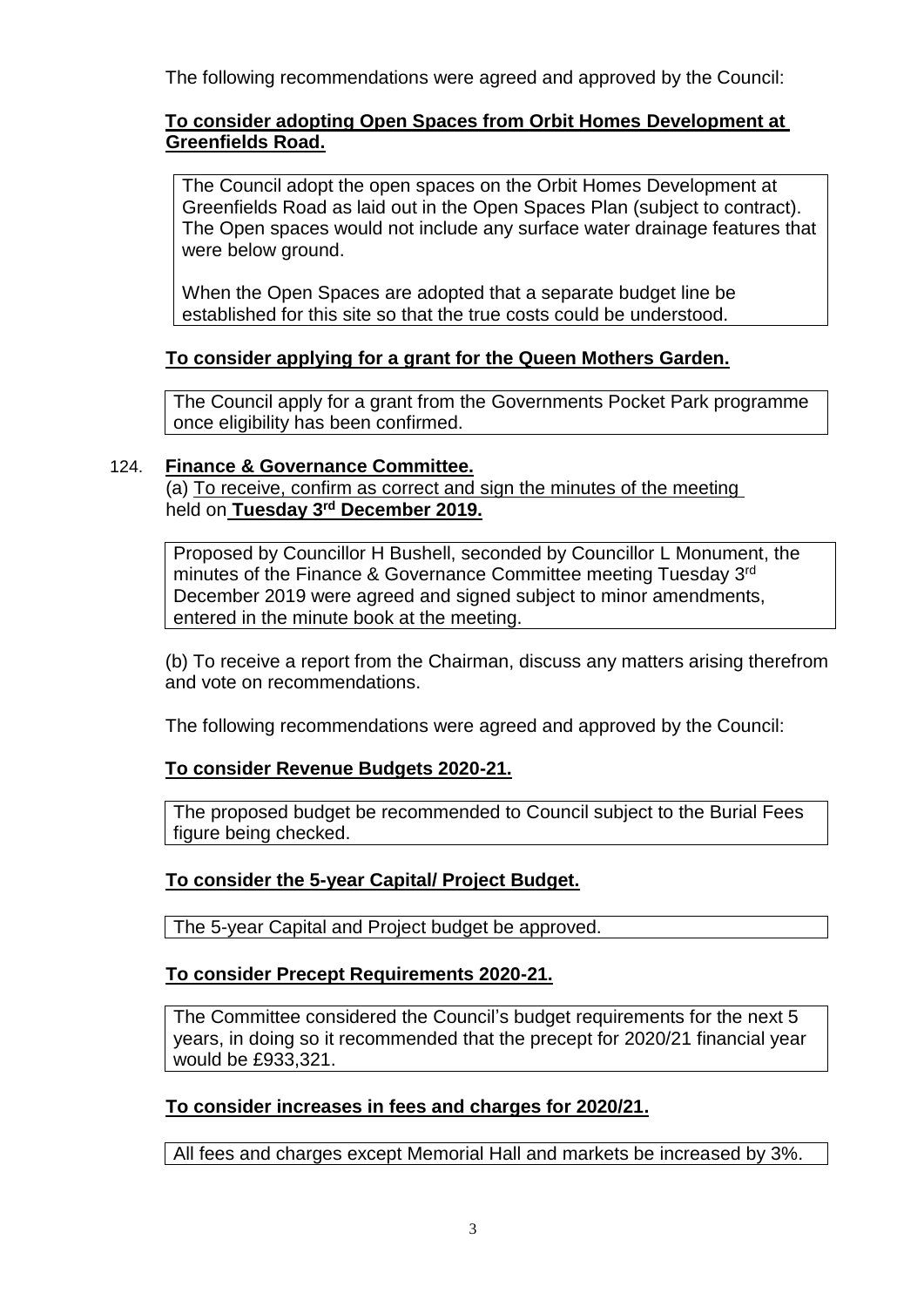The following recommendations were agreed and approved by the Council:

**To consider adopting Open Spaces from Orbit Homes Development at Greenfields Road.**

> The Council adopt the open spaces on the Orbit Homes Development at Greenfields Road as laid out in the Open Spaces Plan (subject to contract). The Open spaces would not include any surface water drainage features that were below ground.
>
> When the Open Spaces are adopted that a separate budget line be established for this site so that the true costs could be understood.

**To consider applying for a grant for the Queen Mothers Garden.**

> The Council apply for a grant from the Governments Pocket Park programme once eligibility has been confirmed.

124. **Finance & Governance Committee.**

(a) To receive, confirm as correct and sign the minutes of the meeting held on **Tuesday 3rd December 2019.**

> Proposed by Councillor H Bushell, seconded by Councillor L Monument, the minutes of the Finance & Governance Committee meeting Tuesday 3rd December 2019 were agreed and signed subject to minor amendments, entered in the minute book at the meeting.

(b) To receive a report from the Chairman, discuss any matters arising therefrom and vote on recommendations.

The following recommendations were agreed and approved by the Council:

**To consider Revenue Budgets 2020-21.**

> The proposed budget be recommended to Council subject to the Burial Fees figure being checked.

**To consider the 5-year Capital/ Project Budget.**

> The 5-year Capital and Project budget be approved.

**To consider Precept Requirements 2020-21.**

> The Committee considered the Council's budget requirements for the next 5 years, in doing so it recommended that the precept for 2020/21 financial year would be £933,321.

**To consider increases in fees and charges for 2020/21.**

> All fees and charges except Memorial Hall and markets be increased by 3%.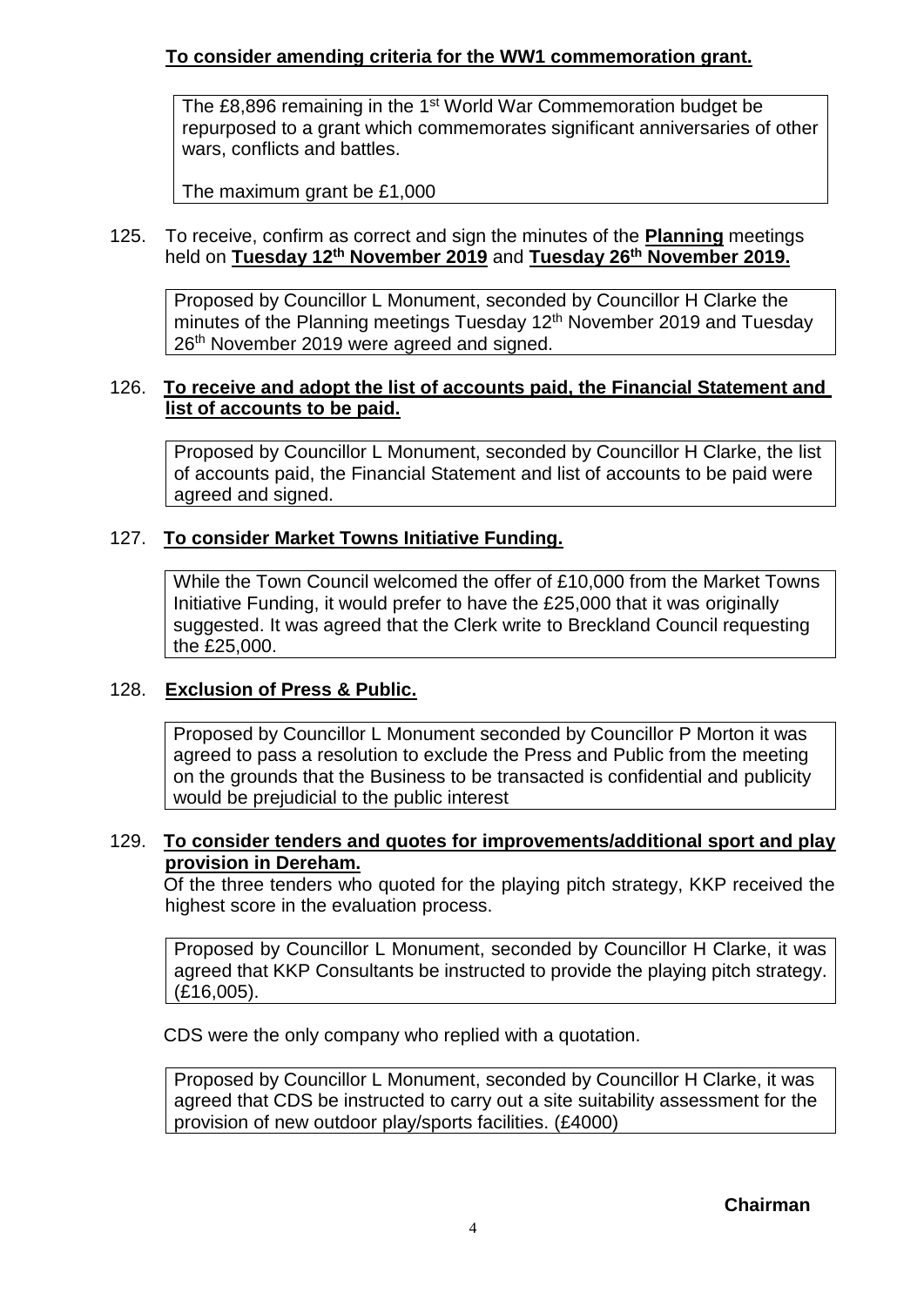**To consider amending criteria for the WW1 commemoration grant.**

The £8,896 remaining in the 1st World War Commemoration budget be repurposed to a grant which commemorates significant anniversaries of other wars, conflicts and battles.

The maximum grant be £1,000

125. To receive, confirm as correct and sign the minutes of the **Planning** meetings held on **Tuesday 12th November 2019** and **Tuesday 26th November 2019.**

Proposed by Councillor L Monument, seconded by Councillor H Clarke the minutes of the Planning meetings Tuesday 12th November 2019 and Tuesday 26th November 2019 were agreed and signed.

126. **To receive and adopt the list of accounts paid, the Financial Statement and list of accounts to be paid.**

Proposed by Councillor L Monument, seconded by Councillor H Clarke, the list of accounts paid, the Financial Statement and list of accounts to be paid were agreed and signed.

127. **To consider Market Towns Initiative Funding.**

While the Town Council welcomed the offer of £10,000 from the Market Towns Initiative Funding, it would prefer to have the £25,000 that it was originally suggested. It was agreed that the Clerk write to Breckland Council requesting the £25,000.

128. **Exclusion of Press & Public.**

Proposed by Councillor L Monument seconded by Councillor P Morton it was agreed to pass a resolution to exclude the Press and Public from the meeting on the grounds that the Business to be transacted is confidential and publicity would be prejudicial to the public interest

129. **To consider tenders and quotes for improvements/additional sport and play provision in Dereham.**

Of the three tenders who quoted for the playing pitch strategy, KKP received the highest score in the evaluation process.

Proposed by Councillor L Monument, seconded by Councillor H Clarke, it was agreed that KKP Consultants be instructed to provide the playing pitch strategy. (£16,005).

CDS were the only company who replied with a quotation.

Proposed by Councillor L Monument, seconded by Councillor H Clarke, it was agreed that CDS be instructed to carry out a site suitability assessment for the provision of new outdoor play/sports facilities. (£4000)

**Chairman**